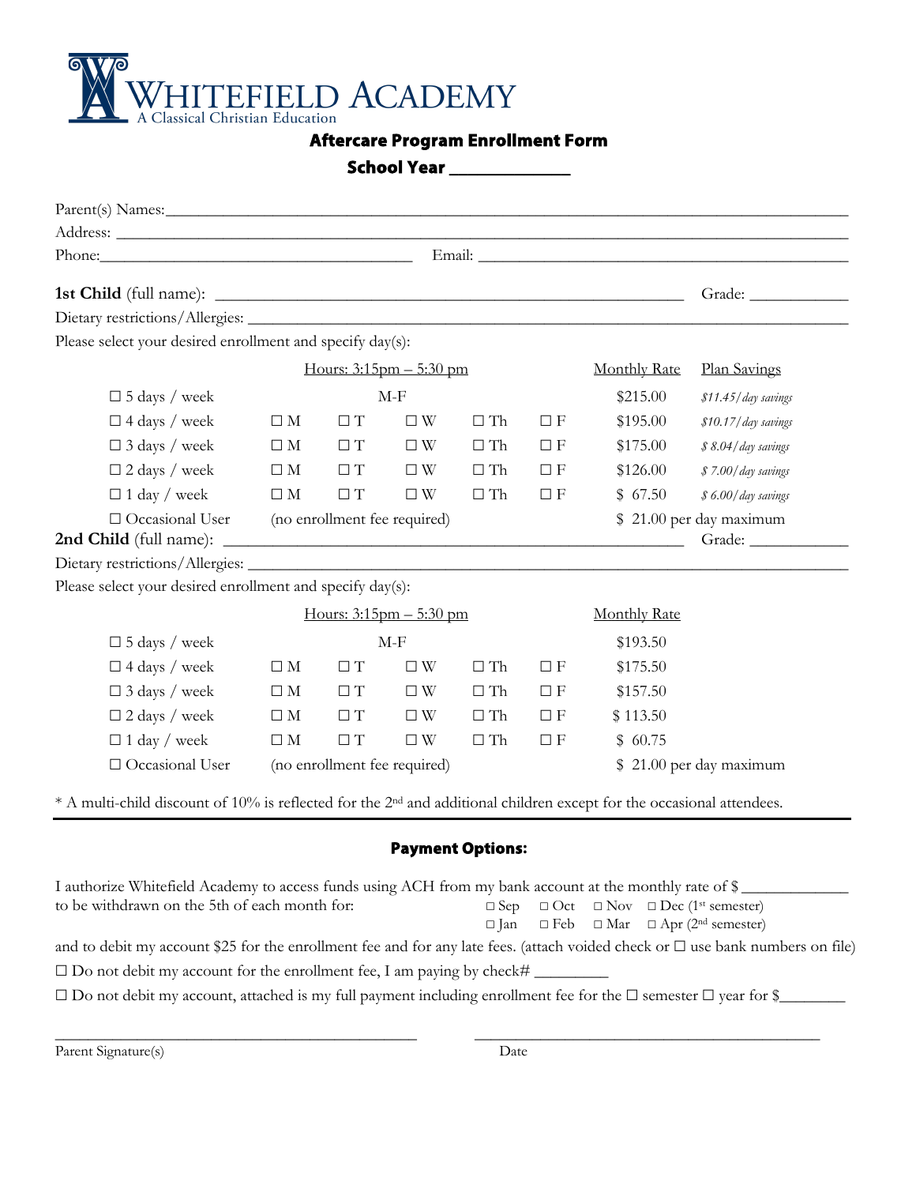# WHITEFIELD ACADEMY
A Classical Christian Education

## Aftercare Program Enrollment Form

**School Year ____________**

Parent(s) Names:_______________________________________________________________________________

Address: _______________________________________________________________________________

Phone:_____________________________________ Email: ___________________________________________

**1st Child** (full name): ______________________________________________________ Grade: ___________

Dietary restrictions/Allergies: _______________________________________________________________________

Please select your desired enrollment and specify day(s):

| | Hours: 3:15pm – 5:30 pm | | | | | Monthly Rate | Plan Savings |
|---|---|---|---|---|---|---|---|
| ☐ 5 days / week | | | M-F | | | $215.00 | *$11.45/day savings* |
| ☐ 4 days / week | ☐ M | ☐ T | ☐ W | ☐ Th | ☐ F | $195.00 | *$10.17/day savings* |
| ☐ 3 days / week | ☐ M | ☐ T | ☐ W | ☐ Th | ☐ F | $175.00 | *$ 8.04/day savings* |
| ☐ 2 days / week | ☐ M | ☐ T | ☐ W | ☐ Th | ☐ F | $126.00 | *$ 7.00/day savings* |
| ☐ 1 day / week | ☐ M | ☐ T | ☐ W | ☐ Th | ☐ F | $ 67.50 | *$ 6.00/day savings* |
| ☐ Occasional User | (no enrollment fee required) | | | | | $ 21.00 per day maximum | |

**2nd Child** (full name): ______________________________________________________ Grade: ___________

Dietary restrictions/Allergies: _______________________________________________________________________

Please select your desired enrollment and specify day(s):

| | Hours: 3:15pm – 5:30 pm | | | | | Monthly Rate |
|---|---|---|---|---|---|---|
| ☐ 5 days / week | | | M-F | | | $193.50 |
| ☐ 4 days / week | ☐ M | ☐ T | ☐ W | ☐ Th | ☐ F | $175.50 |
| ☐ 3 days / week | ☐ M | ☐ T | ☐ W | ☐ Th | ☐ F | $157.50 |
| ☐ 2 days / week | ☐ M | ☐ T | ☐ W | ☐ Th | ☐ F | $ 113.50 |
| ☐ 1 day / week | ☐ M | ☐ T | ☐ W | ☐ Th | ☐ F | $ 60.75 |
| ☐ Occasional User | (no enrollment fee required) | | | | | $ 21.00 per day maximum |

* A multi-child discount of 10% is reflected for the 2nd and additional children except for the occasional attendees.

---

### Payment Options:

I authorize Whitefield Academy to access funds using ACH from my bank account at the monthly rate of $____________ to be withdrawn on the 5th of each month for:

☐ Sep ☐ Oct ☐ Nov ☐ Dec (1st semester)
☐ Jan ☐ Feb ☐ Mar ☐ Apr (2nd semester)

and to debit my account $25 for the enrollment fee and for any late fees. (attach voided check or ☐ use bank numbers on file)

☐ Do not debit my account for the enrollment fee, I am paying by check# _________

☐ Do not debit my account, attached is my full payment including enrollment fee for the ☐ semester ☐ year for $________

_____________________________________________ _____________________________________________

Parent Signature(s) Date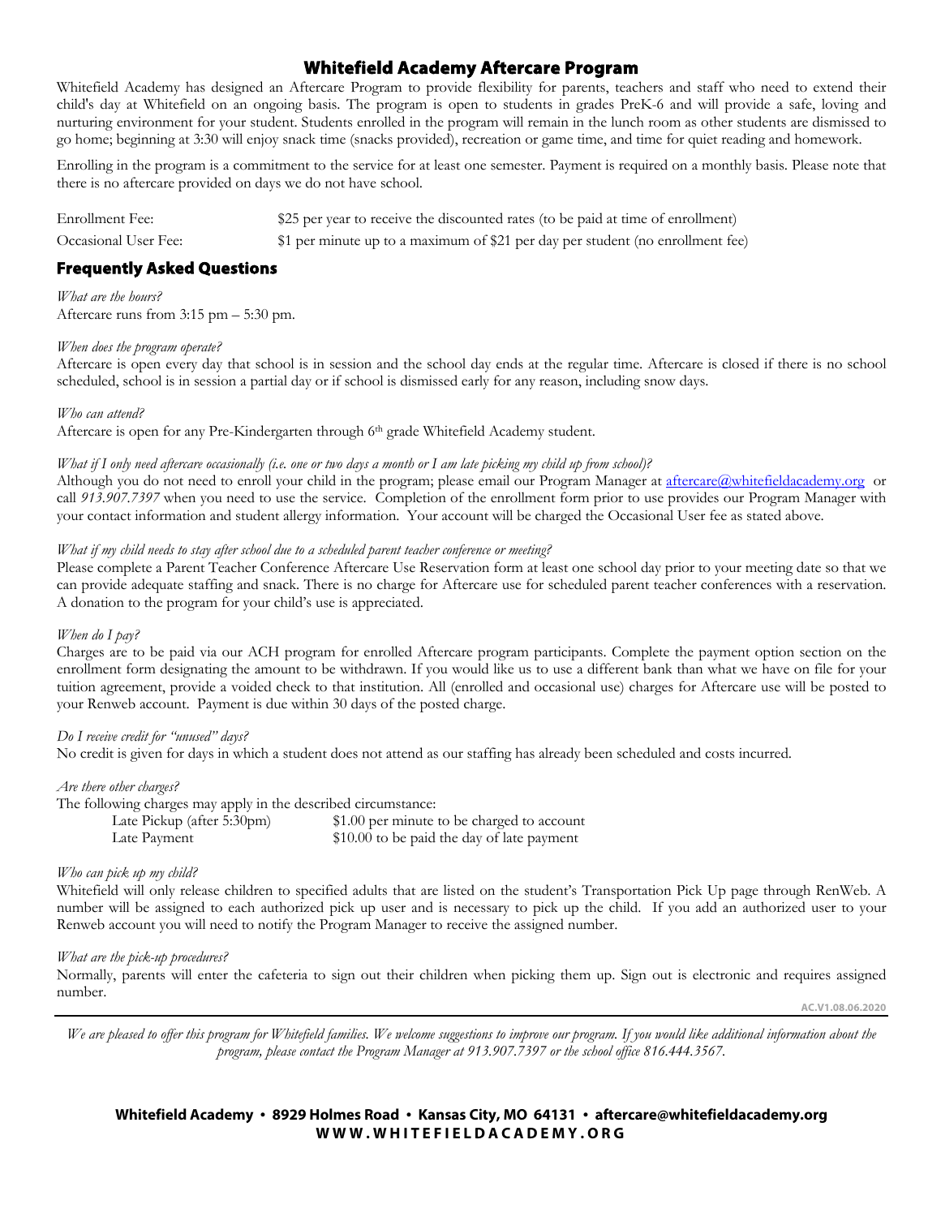# Whitefield Academy Aftercare Program

Whitefield Academy has designed an Aftercare Program to provide flexibility for parents, teachers and staff who need to extend their child's day at Whitefield on an ongoing basis. The program is open to students in grades PreK-6 and will provide a safe, loving and nurturing environment for your student. Students enrolled in the program will remain in the lunch room as other students are dismissed to go home; beginning at 3:30 will enjoy snack time (snacks provided), recreation or game time, and time for quiet reading and homework.

Enrolling in the program is a commitment to the service for at least one semester. Payment is required on a monthly basis. Please note that there is no aftercare provided on days we do not have school.

| | |
|---|---|
| Enrollment Fee: | $25 per year to receive the discounted rates (to be paid at time of enrollment) |
| Occasional User Fee: | $1 per minute up to a maximum of $21 per day per student (no enrollment fee) |

## Frequently Asked Questions

*What are the hours?*
Aftercare runs from 3:15 pm – 5:30 pm.

*When does the program operate?*
Aftercare is open every day that school is in session and the school day ends at the regular time. Aftercare is closed if there is no school scheduled, school is in session a partial day or if school is dismissed early for any reason, including snow days.

*Who can attend?*
Aftercare is open for any Pre-Kindergarten through 6th grade Whitefield Academy student.

*What if I only need aftercare occasionally (i.e. one or two days a month or I am late picking my child up from school)?*
Although you do not need to enroll your child in the program; please email our Program Manager at aftercare@whitefieldacademy.org or call *913.907.7397* when you need to use the service. Completion of the enrollment form prior to use provides our Program Manager with your contact information and student allergy information. Your account will be charged the Occasional User fee as stated above.

*What if my child needs to stay after school due to a scheduled parent teacher conference or meeting?*
Please complete a Parent Teacher Conference Aftercare Use Reservation form at least one school day prior to your meeting date so that we can provide adequate staffing and snack. There is no charge for Aftercare use for scheduled parent teacher conferences with a reservation. A donation to the program for your child's use is appreciated.

*When do I pay?*
Charges are to be paid via our ACH program for enrolled Aftercare program participants. Complete the payment option section on the enrollment form designating the amount to be withdrawn. If you would like us to use a different bank than what we have on file for your tuition agreement, provide a voided check to that institution. All (enrolled and occasional use) charges for Aftercare use will be posted to your Renweb account. Payment is due within 30 days of the posted charge.

*Do I receive credit for "unused" days?*
No credit is given for days in which a student does not attend as our staffing has already been scheduled and costs incurred.

*Are there other charges?*
The following charges may apply in the described circumstance:

| | |
|---|---|
| Late Pickup (after 5:30pm) | $1.00 per minute to be charged to account |
| Late Payment | $10.00 to be paid the day of late payment |

*Who can pick up my child?*
Whitefield will only release children to specified adults that are listed on the student's Transportation Pick Up page through RenWeb. A number will be assigned to each authorized pick up user and is necessary to pick up the child. If you add an authorized user to your Renweb account you will need to notify the Program Manager to receive the assigned number.

*What are the pick-up procedures?*
Normally, parents will enter the cafeteria to sign out their children when picking them up. Sign out is electronic and requires assigned number.

AC.V1.08.06.2020

*We are pleased to offer this program for Whitefield families. We welcome suggestions to improve our program. If you would like additional information about the program, please contact the Program Manager at 913.907.7397 or the school office 816.444.3567.*

**Whitefield Academy • 8929 Holmes Road • Kansas City, MO 64131 • aftercare@whitefieldacademy.org**
**WWW.WHITEFIELDACADEMY.ORG**